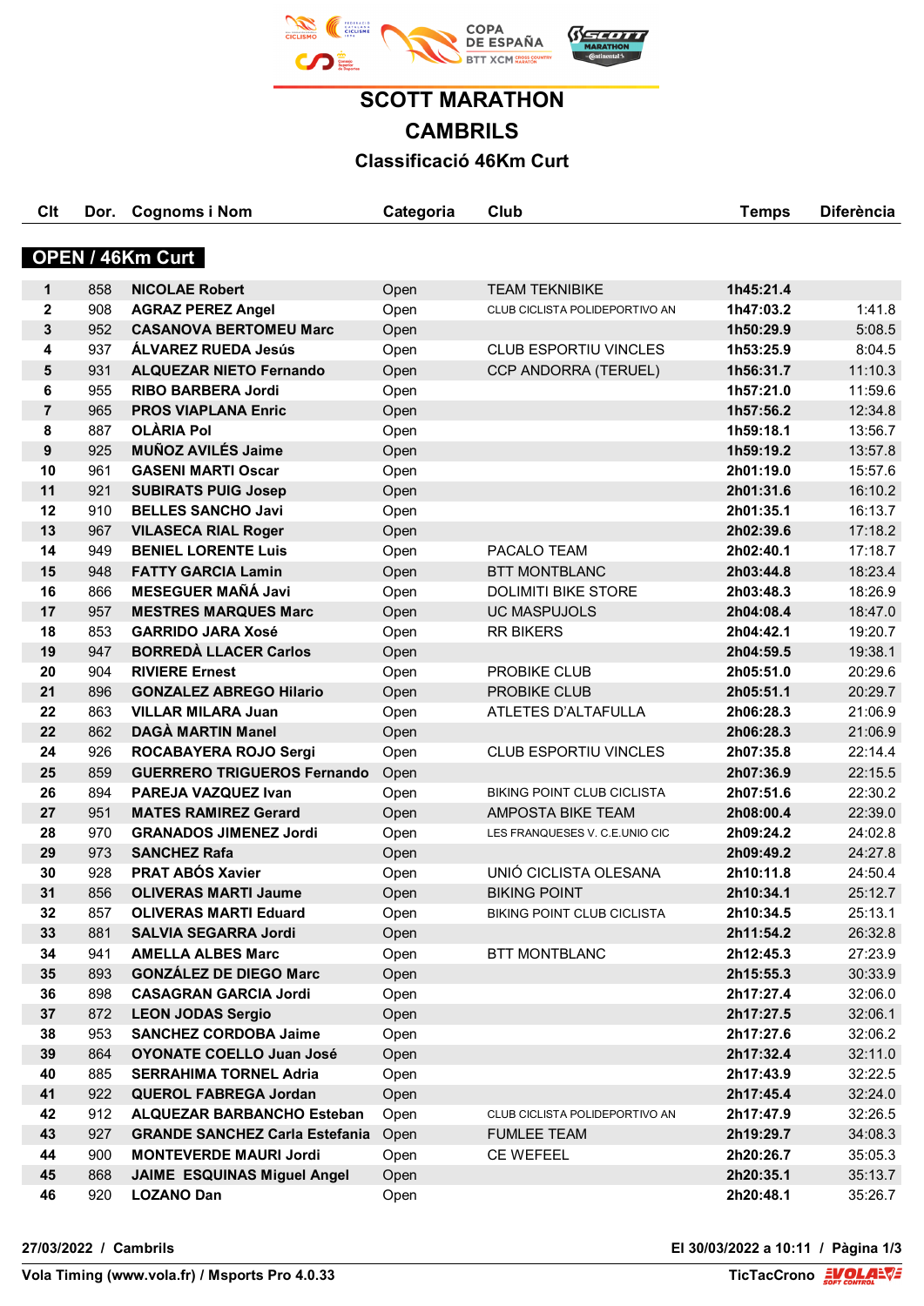# SCOTT MARATHON
# CAMBRILS
## Classificació 46Km Curt

### OPEN / 46Km Curt

| Clt | Dor. | Cognoms i Nom | Categoria | Club | Temps | Diferència |
|---|---|---|---|---|---|---|
| 1 | 858 | **NICOLAE Robert** | Open | TEAM TEKNIBIKE | **1h45:21.4** | |
| 2 | 908 | **AGRAZ PEREZ Angel** | Open | CLUB CICLISTA POLIDEPORTIVO AN | **1h47:03.2** | 1:41.8 |
| 3 | 952 | **CASANOVA BERTOMEU Marc** | Open | | **1h50:29.9** | 5:08.5 |
| 4 | 937 | **ÁLVAREZ RUEDA Jesús** | Open | CLUB ESPORTIU VINCLES | **1h53:25.9** | 8:04.5 |
| 5 | 931 | **ALQUEZAR NIETO Fernando** | Open | CCP ANDORRA (TERUEL) | **1h56:31.7** | 11:10.3 |
| 6 | 955 | **RIBO BARBERA Jordi** | Open | | **1h57:21.0** | 11:59.6 |
| 7 | 965 | **PROS VIAPLANA Enric** | Open | | **1h57:56.2** | 12:34.8 |
| 8 | 887 | **OLÀRIA Pol** | Open | | **1h59:18.1** | 13:56.7 |
| 9 | 925 | **MUÑOZ AVILÉS Jaime** | Open | | **1h59:19.2** | 13:57.8 |
| 10 | 961 | **GASENI MARTI Oscar** | Open | | **2h01:19.0** | 15:57.6 |
| 11 | 921 | **SUBIRATS PUIG Josep** | Open | | **2h01:31.6** | 16:10.2 |
| 12 | 910 | **BELLES SANCHO Javi** | Open | | **2h01:35.1** | 16:13.7 |
| 13 | 967 | **VILASECA RIAL Roger** | Open | | **2h02:39.6** | 17:18.2 |
| 14 | 949 | **BENIEL LORENTE Luis** | Open | PACALO TEAM | **2h02:40.1** | 17:18.7 |
| 15 | 948 | **FATTY GARCIA Lamin** | Open | BTT MONTBLANC | **2h03:44.8** | 18:23.4 |
| 16 | 866 | **MESEGUER MAÑÁ Javi** | Open | DOLIMITI BIKE STORE | **2h03:48.3** | 18:26.9 |
| 17 | 957 | **MESTRES MARQUES Marc** | Open | UC MASPUJOLS | **2h04:08.4** | 18:47.0 |
| 18 | 853 | **GARRIDO JARA Xosé** | Open | RR BIKERS | **2h04:42.1** | 19:20.7 |
| 19 | 947 | **BORREDÀ LLACER Carlos** | Open | | **2h04:59.5** | 19:38.1 |
| 20 | 904 | **RIVIERE Ernest** | Open | PROBIKE CLUB | **2h05:51.0** | 20:29.6 |
| 21 | 896 | **GONZALEZ ABREGO Hilario** | Open | PROBIKE CLUB | **2h05:51.1** | 20:29.7 |
| 22 | 863 | **VILLAR MILARA Juan** | Open | ATLETES D'ALTAFULLA | **2h06:28.3** | 21:06.9 |
| 22 | 862 | **DAGÀ MARTIN Manel** | Open | | **2h06:28.3** | 21:06.9 |
| 24 | 926 | **ROCABAYERA ROJO Sergi** | Open | CLUB ESPORTIU VINCLES | **2h07:35.8** | 22:14.4 |
| 25 | 859 | **GUERRERO TRIGUEROS Fernando** | Open | | **2h07:36.9** | 22:15.5 |
| 26 | 894 | **PAREJA VAZQUEZ Ivan** | Open | BIKING POINT CLUB CICLISTA | **2h07:51.6** | 22:30.2 |
| 27 | 951 | **MATES RAMIREZ Gerard** | Open | AMPOSTA BIKE TEAM | **2h08:00.4** | 22:39.0 |
| 28 | 970 | **GRANADOS JIMENEZ Jordi** | Open | LES FRANQUESES V. C.E.UNIO CIC | **2h09:24.2** | 24:02.8 |
| 29 | 973 | **SANCHEZ Rafa** | Open | | **2h09:49.2** | 24:27.8 |
| 30 | 928 | **PRAT ABÓS Xavier** | Open | UNIÓ CICLISTA OLESANA | **2h10:11.8** | 24:50.4 |
| 31 | 856 | **OLIVERAS MARTI Jaume** | Open | BIKING POINT | **2h10:34.1** | 25:12.7 |
| 32 | 857 | **OLIVERAS MARTI Eduard** | Open | BIKING POINT CLUB CICLISTA | **2h10:34.5** | 25:13.1 |
| 33 | 881 | **SALVIA SEGARRA Jordi** | Open | | **2h11:54.2** | 26:32.8 |
| 34 | 941 | **AMELLA ALBES Marc** | Open | BTT MONTBLANC | **2h12:45.3** | 27:23.9 |
| 35 | 893 | **GONZÁLEZ DE DIEGO Marc** | Open | | **2h15:55.3** | 30:33.9 |
| 36 | 898 | **CASAGRAN GARCIA Jordi** | Open | | **2h17:27.4** | 32:06.0 |
| 37 | 872 | **LEON JODAS Sergio** | Open | | **2h17:27.5** | 32:06.1 |
| 38 | 953 | **SANCHEZ CORDOBA Jaime** | Open | | **2h17:27.6** | 32:06.2 |
| 39 | 864 | **OYONATE COELLO Juan José** | Open | | **2h17:32.4** | 32:11.0 |
| 40 | 885 | **SERRAHIMA TORNEL Adria** | Open | | **2h17:43.9** | 32:22.5 |
| 41 | 922 | **QUEROL FABREGA Jordan** | Open | | **2h17:45.4** | 32:24.0 |
| 42 | 912 | **ALQUEZAR BARBANCHO Esteban** | Open | CLUB CICLISTA POLIDEPORTIVO AN | **2h17:47.9** | 32:26.5 |
| 43 | 927 | **GRANDE SANCHEZ Carla Estefania** | Open | FUMLEE TEAM | **2h19:29.7** | 34:08.3 |
| 44 | 900 | **MONTEVERDE MAURI Jordi** | Open | CE WEFEEL | **2h20:26.7** | 35:05.3 |
| 45 | 868 | **JAIME ESQUINAS Miguel Angel** | Open | | **2h20:35.1** | 35:13.7 |
| 46 | 920 | **LOZANO Dan** | Open | | **2h20:48.1** | 35:26.7 |

**27/03/2022 / Cambrils** — **El 30/03/2022 a 10:11**

**Vola Timing (www.vola.fr) / Msports Pro 4.0.33** — **TicTacCrono**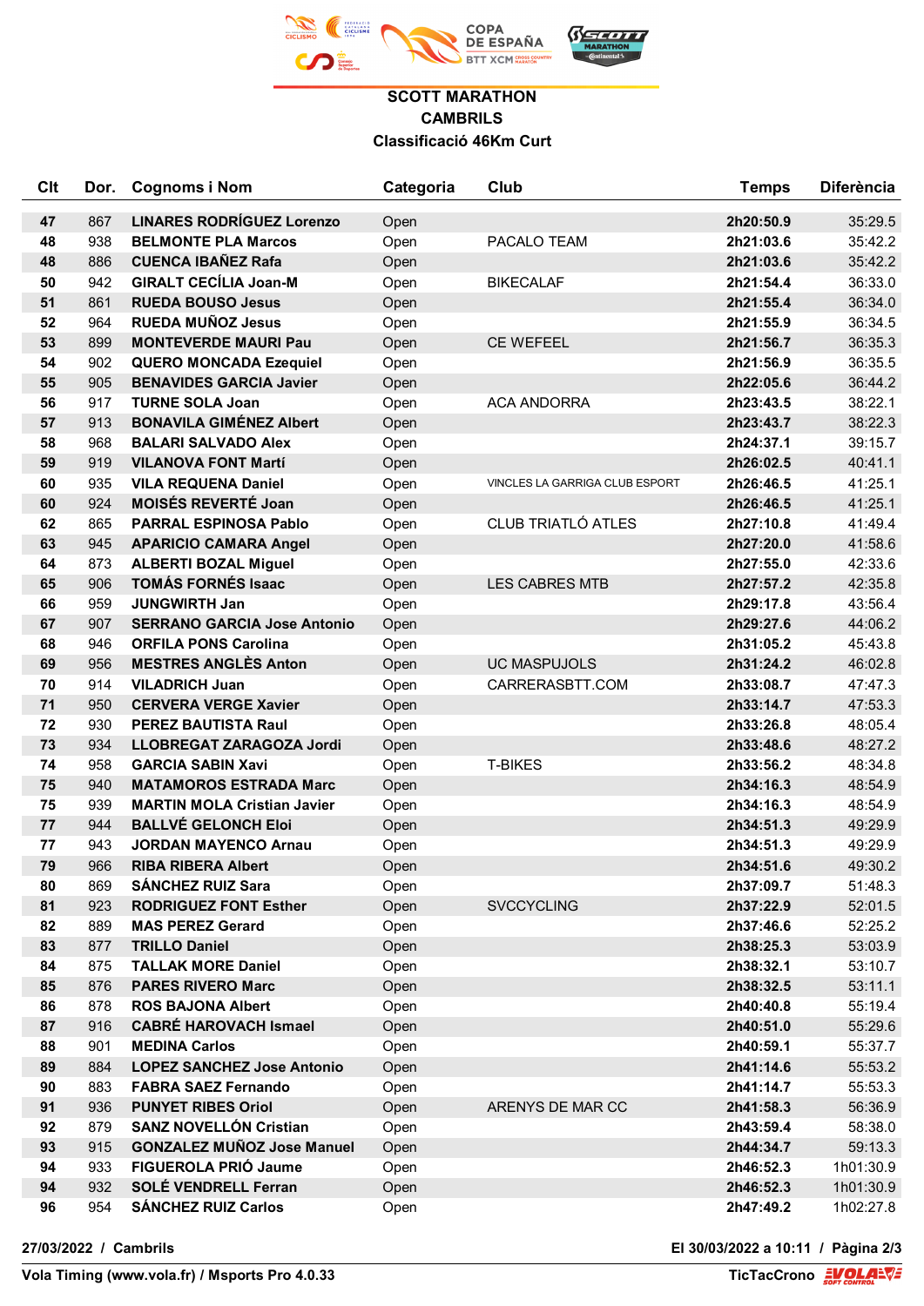# SCOTT MARATHON
## CAMBRILS
### Classificació 46Km Curt

| Clt | Dor. | Cognoms i Nom | Categoria | Club | Temps | Diferència |
|---|---|---|---|---|---|---|
| 47 | 867 | LINARES RODRÍGUEZ Lorenzo | Open | | 2h20:50.9 | 35:29.5 |
| 48 | 938 | BELMONTE PLA Marcos | Open | PACALO TEAM | 2h21:03.6 | 35:42.2 |
| 48 | 886 | CUENCA IBAÑEZ Rafa | Open | | 2h21:03.6 | 35:42.2 |
| 50 | 942 | GIRALT CECÍLIA Joan-M | Open | BIKECALAF | 2h21:54.4 | 36:33.0 |
| 51 | 861 | RUEDA BOUSO Jesus | Open | | 2h21:55.4 | 36:34.0 |
| 52 | 964 | RUEDA MUÑOZ Jesus | Open | | 2h21:55.9 | 36:34.5 |
| 53 | 899 | MONTEVERDE MAURI Pau | Open | CE WEFEEL | 2h21:56.7 | 36:35.3 |
| 54 | 902 | QUERO MONCADA Ezequiel | Open | | 2h21:56.9 | 36:35.5 |
| 55 | 905 | BENAVIDES GARCIA Javier | Open | | 2h22:05.6 | 36:44.2 |
| 56 | 917 | TURNE SOLA Joan | Open | ACA ANDORRA | 2h23:43.5 | 38:22.1 |
| 57 | 913 | BONAVILA GIMÉNEZ Albert | Open | | 2h23:43.7 | 38:22.3 |
| 58 | 968 | BALARI SALVADO Alex | Open | | 2h24:37.1 | 39:15.7 |
| 59 | 919 | VILANOVA FONT Martí | Open | | 2h26:02.5 | 40:41.1 |
| 60 | 935 | VILA REQUENA Daniel | Open | VINCLES LA GARRIGA CLUB ESPORT | 2h26:46.5 | 41:25.1 |
| 60 | 924 | MOISÉS REVERTÉ Joan | Open | | 2h26:46.5 | 41:25.1 |
| 62 | 865 | PARRAL ESPINOSA Pablo | Open | CLUB TRIATLÓ ATLES | 2h27:10.8 | 41:49.4 |
| 63 | 945 | APARICIO CAMARA Angel | Open | | 2h27:20.0 | 41:58.6 |
| 64 | 873 | ALBERTI BOZAL Miguel | Open | | 2h27:55.0 | 42:33.6 |
| 65 | 906 | TOMÁS FORNÉS Isaac | Open | LES CABRES MTB | 2h27:57.2 | 42:35.8 |
| 66 | 959 | JUNGWIRTH Jan | Open | | 2h29:17.8 | 43:56.4 |
| 67 | 907 | SERRANO GARCIA Jose Antonio | Open | | 2h29:27.6 | 44:06.2 |
| 68 | 946 | ORFILA PONS Carolina | Open | | 2h31:05.2 | 45:43.8 |
| 69 | 956 | MESTRES ANGLÈS Anton | Open | UC MASPUJOLS | 2h31:24.2 | 46:02.8 |
| 70 | 914 | VILADRICH Juan | Open | CARRERASBTT.COM | 2h33:08.7 | 47:47.3 |
| 71 | 950 | CERVERA VERGE Xavier | Open | | 2h33:14.7 | 47:53.3 |
| 72 | 930 | PEREZ BAUTISTA Raul | Open | | 2h33:26.8 | 48:05.4 |
| 73 | 934 | LLOBREGAT ZARAGOZA Jordi | Open | | 2h33:48.6 | 48:27.2 |
| 74 | 958 | GARCIA SABIN Xavi | Open | T-BIKES | 2h33:56.2 | 48:34.8 |
| 75 | 940 | MATAMOROS ESTRADA Marc | Open | | 2h34:16.3 | 48:54.9 |
| 75 | 939 | MARTIN MOLA Cristian Javier | Open | | 2h34:16.3 | 48:54.9 |
| 77 | 944 | BALLVÉ GELONCH Eloi | Open | | 2h34:51.3 | 49:29.9 |
| 77 | 943 | JORDAN MAYENCO Arnau | Open | | 2h34:51.3 | 49:29.9 |
| 79 | 966 | RIBA RIBERA Albert | Open | | 2h34:51.6 | 49:30.2 |
| 80 | 869 | SÁNCHEZ RUIZ Sara | Open | | 2h37:09.7 | 51:48.3 |
| 81 | 923 | RODRIGUEZ FONT Esther | Open | SVCCYCLING | 2h37:22.9 | 52:01.5 |
| 82 | 889 | MAS PEREZ Gerard | Open | | 2h37:46.6 | 52:25.2 |
| 83 | 877 | TRILLO Daniel | Open | | 2h38:25.3 | 53:03.9 |
| 84 | 875 | TALLAK MORE Daniel | Open | | 2h38:32.1 | 53:10.7 |
| 85 | 876 | PARES RIVERO Marc | Open | | 2h38:32.5 | 53:11.1 |
| 86 | 878 | ROS BAJONA Albert | Open | | 2h40:40.8 | 55:19.4 |
| 87 | 916 | CABRÉ HAROVACH Ismael | Open | | 2h40:51.0 | 55:29.6 |
| 88 | 901 | MEDINA Carlos | Open | | 2h40:59.1 | 55:37.7 |
| 89 | 884 | LOPEZ SANCHEZ Jose Antonio | Open | | 2h41:14.6 | 55:53.2 |
| 90 | 883 | FABRA SAEZ Fernando | Open | | 2h41:14.7 | 55:53.3 |
| 91 | 936 | PUNYET RIBES Oriol | Open | ARENYS DE MAR CC | 2h41:58.3 | 56:36.9 |
| 92 | 879 | SANZ NOVELLÓN Cristian | Open | | 2h43:59.4 | 58:38.0 |
| 93 | 915 | GONZALEZ MUÑOZ Jose Manuel | Open | | 2h44:34.7 | 59:13.3 |
| 94 | 933 | FIGUEROLA PRIÓ Jaume | Open | | 2h46:52.3 | 1h01:30.9 |
| 94 | 932 | SOLÉ VENDRELL Ferran | Open | | 2h46:52.3 | 1h01:30.9 |
| 96 | 954 | SÁNCHEZ RUIZ Carlos | Open | | 2h47:49.2 | 1h02:27.8 |

27/03/2022 / Cambrils — El 30/03/2022 a 10:11

Vola Timing (www.vola.fr) / Msports Pro 4.0.33 — TicTacCrono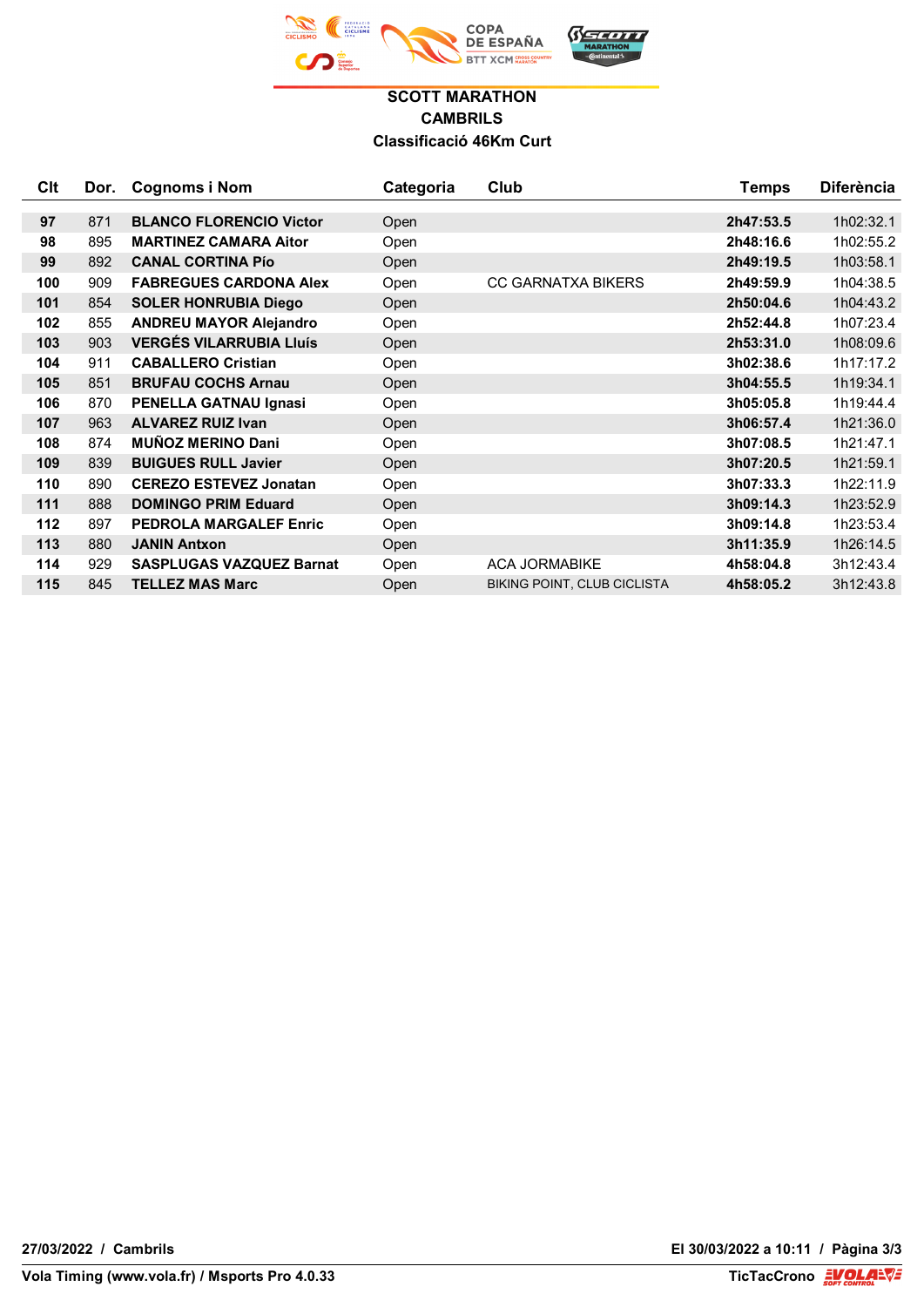# SCOTT MARATHON
## CAMBRILS
### Classificació 46Km Curt

| Clt | Dor. | Cognoms i Nom | Categoria | Club | Temps | Diferència |
|---|---|---|---|---|---|---|
| **97** | 871 | **BLANCO FLORENCIO Victor** | Open | | **2h47:53.5** | 1h02:32.1 |
| **98** | 895 | **MARTINEZ CAMARA Aitor** | Open | | **2h48:16.6** | 1h02:55.2 |
| **99** | 892 | **CANAL CORTINA Pío** | Open | | **2h49:19.5** | 1h03:58.1 |
| **100** | 909 | **FABREGUES CARDONA Alex** | Open | CC GARNATXA BIKERS | **2h49:59.9** | 1h04:38.5 |
| **101** | 854 | **SOLER HONRUBIA Diego** | Open | | **2h50:04.6** | 1h04:43.2 |
| **102** | 855 | **ANDREU MAYOR Alejandro** | Open | | **2h52:44.8** | 1h07:23.4 |
| **103** | 903 | **VERGÉS VILARRUBIA Lluís** | Open | | **2h53:31.0** | 1h08:09.6 |
| **104** | 911 | **CABALLERO Cristian** | Open | | **3h02:38.6** | 1h17:17.2 |
| **105** | 851 | **BRUFAU COCHS Arnau** | Open | | **3h04:55.5** | 1h19:34.1 |
| **106** | 870 | **PENELLA GATNAU Ignasi** | Open | | **3h05:05.8** | 1h19:44.4 |
| **107** | 963 | **ALVAREZ RUIZ Ivan** | Open | | **3h06:57.4** | 1h21:36.0 |
| **108** | 874 | **MUÑOZ MERINO Dani** | Open | | **3h07:08.5** | 1h21:47.1 |
| **109** | 839 | **BUIGUES RULL Javier** | Open | | **3h07:20.5** | 1h21:59.1 |
| **110** | 890 | **CEREZO ESTEVEZ Jonatan** | Open | | **3h07:33.3** | 1h22:11.9 |
| **111** | 888 | **DOMINGO PRIM Eduard** | Open | | **3h09:14.3** | 1h23:52.9 |
| **112** | 897 | **PEDROLA MARGALEF Enric** | Open | | **3h09:14.8** | 1h23:53.4 |
| **113** | 880 | **JANIN Antxon** | Open | | **3h11:35.9** | 1h26:14.5 |
| **114** | 929 | **SASPLUGAS VAZQUEZ Barnat** | Open | ACA JORMABIKE | **4h58:04.8** | 3h12:43.4 |
| **115** | 845 | **TELLEZ MAS Marc** | Open | BIKING POINT, CLUB CICLISTA | **4h58:05.2** | 3h12:43.8 |

**27/03/2022 / Cambrils** — **El 30/03/2022 a 10:11**

**Vola Timing (www.vola.fr) / Msports Pro 4.0.33** — **TicTacCrono**